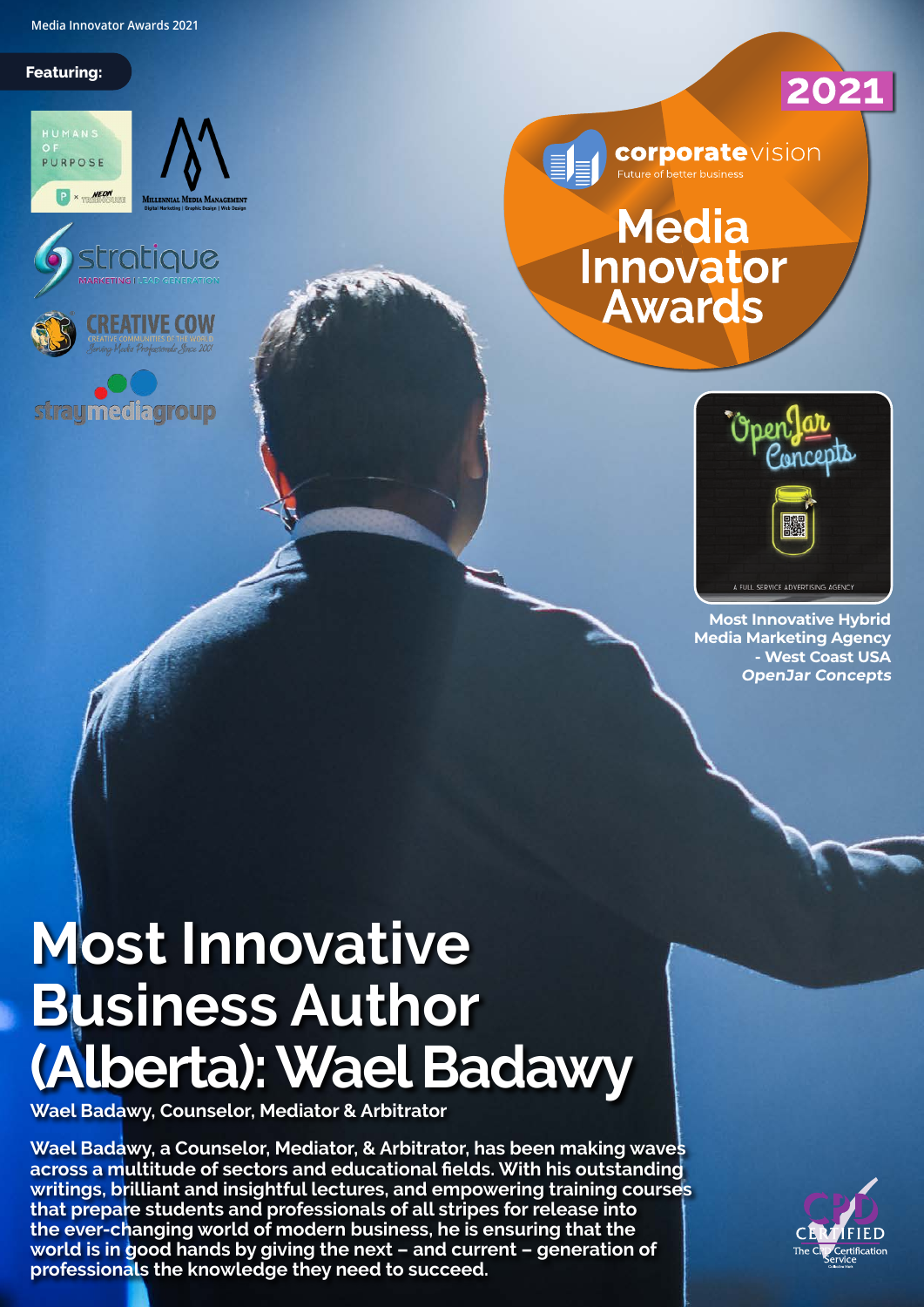Media Innovator Awards 2021

**Featuring:**

2021

corporatevision

Future of better business

# Media Innovator Awards

**Most Innovative Hybrid Media Marketing Agency - West Coast USA**
***OpenJar Concepts***

# Most Innovative Business Author (Alberta): Wael Badawy

**Wael Badawy, Counselor, Mediator & Arbitrator**

**Wael Badawy, a Counselor, Mediator, & Arbitrator, has been making waves across a multitude of sectors and educational fields. With his outstanding writings, brilliant and insightful lectures, and empowering training courses that prepare students and professionals of all stripes for release into the ever-changing world of modern business, he is ensuring that the world is in good hands by giving the next – and current – generation of professionals the knowledge they need to succeed.**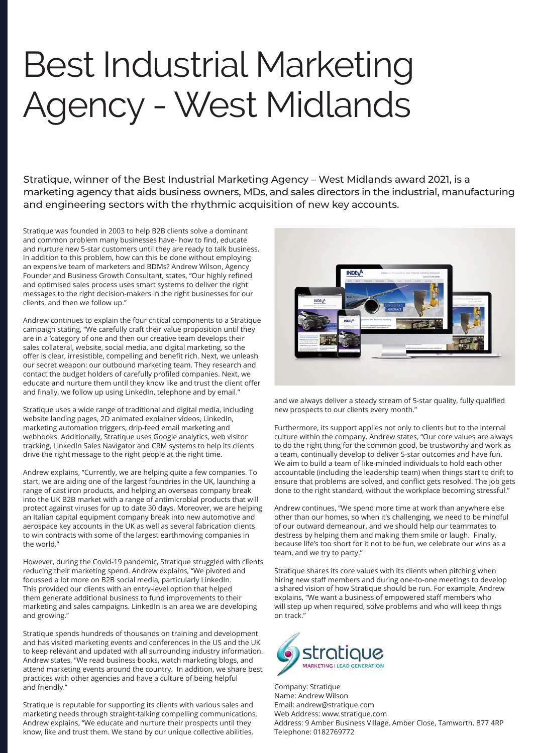# Best Industrial Marketing Agency - West Midlands

Stratique, winner of the Best Industrial Marketing Agency – West Midlands award 2021, is a marketing agency that aids business owners, MDs, and sales directors in the industrial, manufacturing and engineering sectors with the rhythmic acquisition of new key accounts.

Stratique was founded in 2003 to help B2B clients solve a dominant and common problem many businesses have- how to find, educate and nurture new 5-star customers until they are ready to talk business. In addition to this problem, how can this be done without employing an expensive team of marketers and BDMs? Andrew Wilson, Agency Founder and Business Growth Consultant, states, "Our highly refined and optimised sales process uses smart systems to deliver the right messages to the right decision-makers in the right businesses for our clients, and then we follow up."

Andrew continues to explain the four critical components to a Stratique campaign stating, "We carefully craft their value proposition until they are in a 'category of one and then our creative team develops their sales collateral, website, social media, and digital marketing, so the offer is clear, irresistible, compelling and benefit rich. Next, we unleash our secret weapon: our outbound marketing team. They research and contact the budget holders of carefully profiled companies. Next, we educate and nurture them until they know like and trust the client offer and finally, we follow up using LinkedIn, telephone and by email."

Stratique uses a wide range of traditional and digital media, including website landing pages, 2D animated explainer videos, LinkedIn, marketing automation triggers, drip-feed email marketing and webhooks. Additionally, Stratique uses Google analytics, web visitor tracking, LinkedIn Sales Navigator and CRM systems to help its clients drive the right message to the right people at the right time.

Andrew explains, "Currently, we are helping quite a few companies. To start, we are aiding one of the largest foundries in the UK, launching a range of cast iron products, and helping an overseas company break into the UK B2B market with a range of antimicrobial products that will protect against viruses for up to date 30 days. Moreover, we are helping an Italian capital equipment company break into new automotive and aerospace key accounts in the UK as well as several fabrication clients to win contracts with some of the largest earthmoving companies in the world."

However, during the Covid-19 pandemic, Stratique struggled with clients reducing their marketing spend. Andrew explains, "We pivoted and focussed a lot more on B2B social media, particularly LinkedIn. This provided our clients with an entry-level option that helped them generate additional business to fund improvements to their marketing and sales campaigns. LinkedIn is an area we are developing and growing."

Stratique spends hundreds of thousands on training and development and has visited marketing events and conferences in the US and the UK to keep relevant and updated with all surrounding industry information. Andrew states, "We read business books, watch marketing blogs, and attend marketing events around the country. In addition, we share best practices with other agencies and have a culture of being helpful and friendly."

Stratique is reputable for supporting its clients with various sales and marketing needs through straight-talking compelling communications. Andrew explains, "We educate and nurture their prospects until they know, like and trust them. We stand by our unique collective abilities, and we always deliver a steady stream of 5-star quality, fully qualified new prospects to our clients every month."

Furthermore, its support applies not only to clients but to the internal culture within the company. Andrew states, "Our core values are always to do the right thing for the common good, be trustworthy and work as a team, continually develop to deliver 5-star outcomes and have fun. We aim to build a team of like-minded individuals to hold each other accountable (including the leadership team) when things start to drift to ensure that problems are solved, and conflict gets resolved. The job gets done to the right standard, without the workplace becoming stressful."

Andrew continues, "We spend more time at work than anywhere else other than our homes, so when it's challenging, we need to be mindful of our outward demeanour, and we should help our teammates to destress by helping them and making them smile or laugh. Finally, because life's too short for it not to be fun, we celebrate our wins as a team, and we try to party."

Stratique shares its core values with its clients when pitching when hiring new staff members and during one-to-one meetings to develop a shared vision of how Stratique should be run. For example, Andrew explains, "We want a business of empowered staff members who will step up when required, solve problems and who will keep things on track."

Company: Stratique
Name: Andrew Wilson
Email: andrew@stratique.com
Web Address: www.stratique.com
Address: 9 Amber Business Village, Amber Close, Tamworth, B77 4RP
Telephone: 0182769772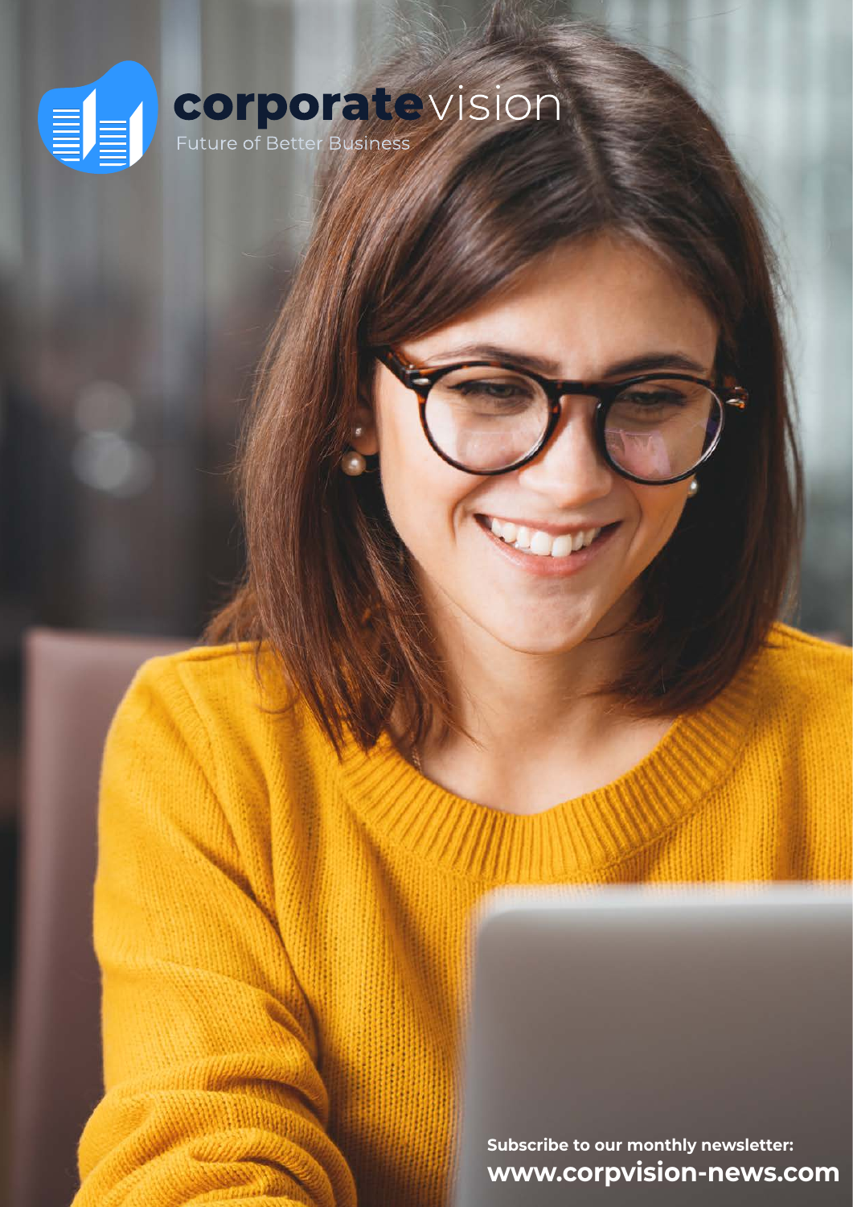**corporatevision**

Future of Better Business

**Subscribe to our monthly newsletter:**

**www.corpvision-news.com**